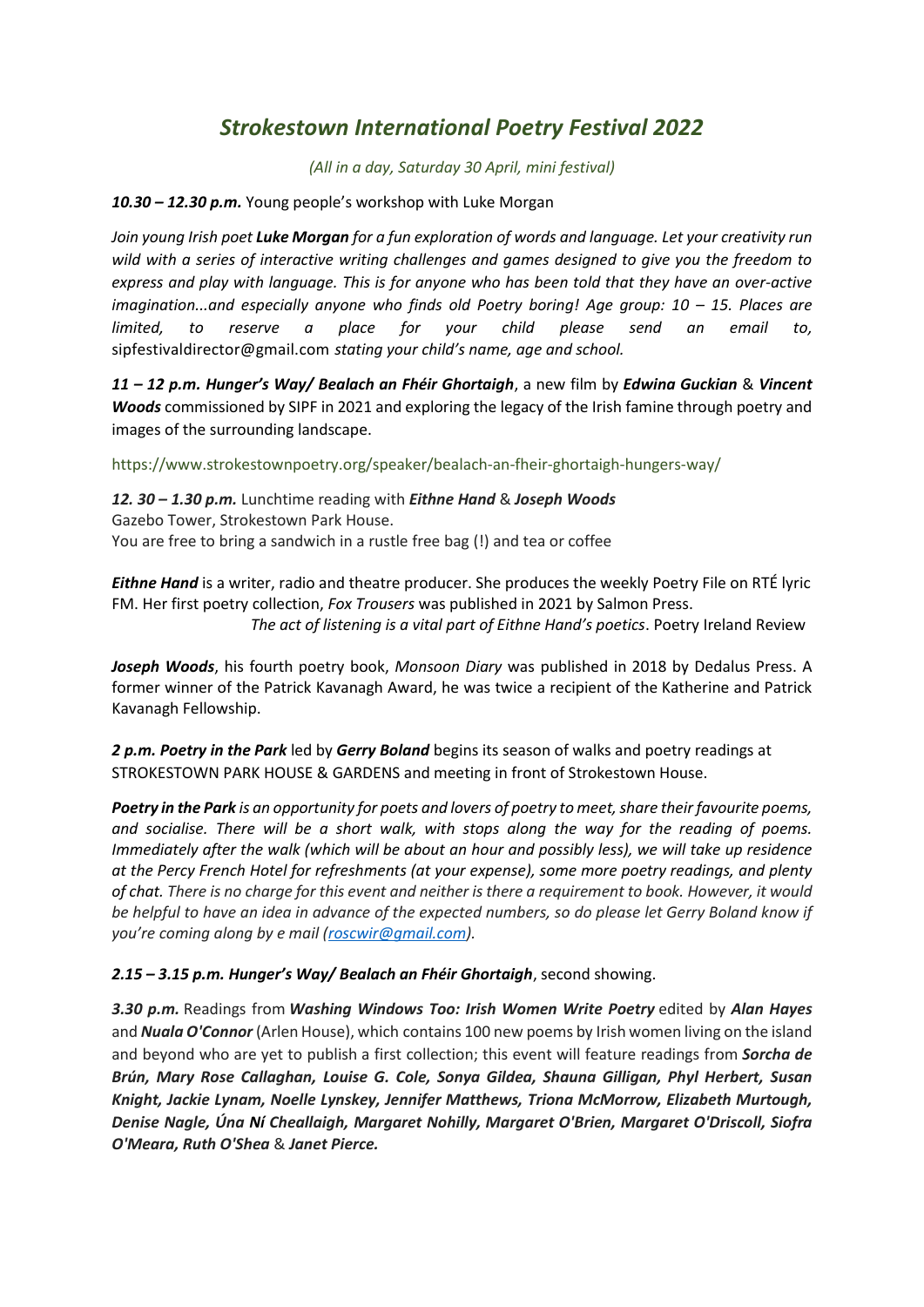# *Strokestown International Poetry Festival 2022*

*(All in a day, Saturday 30 April, mini festival)*

***10.30 – 12.30 p.m.*** Young people's workshop with Luke Morgan

*Join young Irish poet **Luke Morgan** for a fun exploration of words and language. Let your creativity run wild with a series of interactive writing challenges and games designed to give you the freedom to express and play with language. This is for anyone who has been told that they have an over-active imagination...and especially anyone who finds old Poetry boring! Age group: 10 – 15. Places are limited, to reserve a place for your child please send an email to,* sipfestivaldirector@gmail.com *stating your child's name, age and school.*

***11 – 12 p.m. Hunger's Way/ Bealach an Fhéir Ghortaigh***, a new film by ***Edwina Guckian*** & ***Vincent Woods*** commissioned by SIPF in 2021 and exploring the legacy of the Irish famine through poetry and images of the surrounding landscape.

https://www.strokestownpoetry.org/speaker/bealach-an-fheir-ghortaigh-hungers-way/

***12. 30 – 1.30 p.m.*** Lunchtime reading with ***Eithne Hand*** & ***Joseph Woods***
Gazebo Tower, Strokestown Park House.
You are free to bring a sandwich in a rustle free bag (!) and tea or coffee

***Eithne Hand*** is a writer, radio and theatre producer. She produces the weekly Poetry File on RTÉ lyric FM. Her first poetry collection, *Fox Trousers* was published in 2021 by Salmon Press.
*The act of listening is a vital part of Eithne Hand's poetics*. Poetry Ireland Review

***Joseph Woods***, his fourth poetry book, *Monsoon Diary* was published in 2018 by Dedalus Press. A former winner of the Patrick Kavanagh Award, he was twice a recipient of the Katherine and Patrick Kavanagh Fellowship.

***2 p.m. Poetry in the Park*** led by ***Gerry Boland*** begins its season of walks and poetry readings at STROKESTOWN PARK HOUSE & GARDENS and meeting in front of Strokestown House.

***Poetry in the Park*** *is an opportunity for poets and lovers of poetry to meet, share their favourite poems, and socialise. There will be a short walk, with stops along the way for the reading of poems. Immediately after the walk (which will be about an hour and possibly less), we will take up residence at the Percy French Hotel for refreshments (at your expense), some more poetry readings, and plenty of chat. There is no charge for this event and neither is there a requirement to book. However, it would be helpful to have an idea in advance of the expected numbers, so do please let Gerry Boland know if you're coming along by e mail (roscwir@gmail.com).*

***2.15 – 3.15 p.m. Hunger's Way/ Bealach an Fhéir Ghortaigh***, second showing.

***3.30 p.m.*** Readings from ***Washing Windows Too: Irish Women Write Poetry*** edited by ***Alan Hayes*** and ***Nuala O'Connor*** (Arlen House), which contains 100 new poems by Irish women living on the island and beyond who are yet to publish a first collection; this event will feature readings from ***Sorcha de Brún, Mary Rose Callaghan, Louise G. Cole, Sonya Gildea, Shauna Gilligan, Phyl Herbert, Susan Knight, Jackie Lynam, Noelle Lynskey, Jennifer Matthews, Triona McMorrow, Elizabeth Murtough, Denise Nagle, Úna Ní Cheallaigh, Margaret Nohilly, Margaret O'Brien, Margaret O'Driscoll, Siofra O'Meara, Ruth O'Shea*** & ***Janet Pierce.***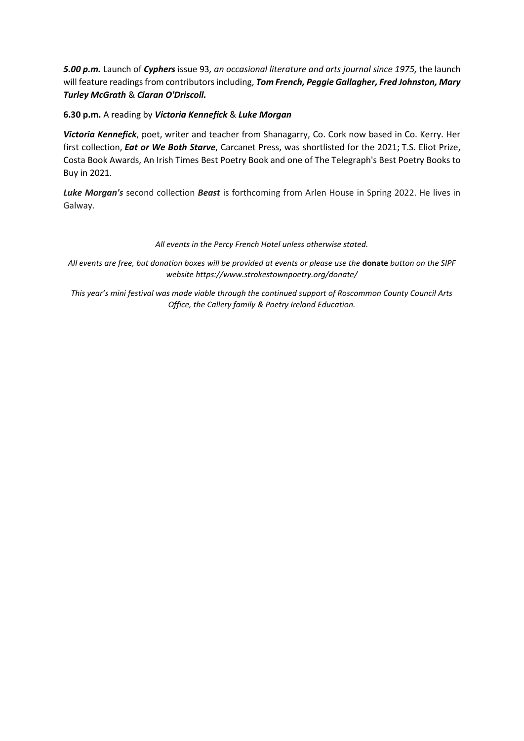***5.00 p.m.*** Launch of ***Cyphers*** issue 93*, an occasional literature and arts journal since 1975,* the launch will feature readings from contributors including, ***Tom French, Peggie Gallagher, Fred Johnston, Mary Turley McGrath*** & ***Ciaran O'Driscoll.***

**6.30 p.m.** A reading by ***Victoria Kennefick*** & ***Luke Morgan***

***Victoria Kennefick***, poet, writer and teacher from Shanagarry, Co. Cork now based in Co. Kerry. Her first collection, ***Eat or We Both Starve***, Carcanet Press, was shortlisted for the 2021; T.S. Eliot Prize, Costa Book Awards, An Irish Times Best Poetry Book and one of The Telegraph's Best Poetry Books to Buy in 2021.

***Luke Morgan's*** second collection ***Beast*** is forthcoming from Arlen House in Spring 2022. He lives in Galway.

*All events in the Percy French Hotel unless otherwise stated.*

*All events are free, but donation boxes will be provided at events or please use the* **donate** *button on the SIPF website https://www.strokestownpoetry.org/donate/*

*This year's mini festival was made viable through the continued support of Roscommon County Council Arts Office, the Callery family & Poetry Ireland Education.*